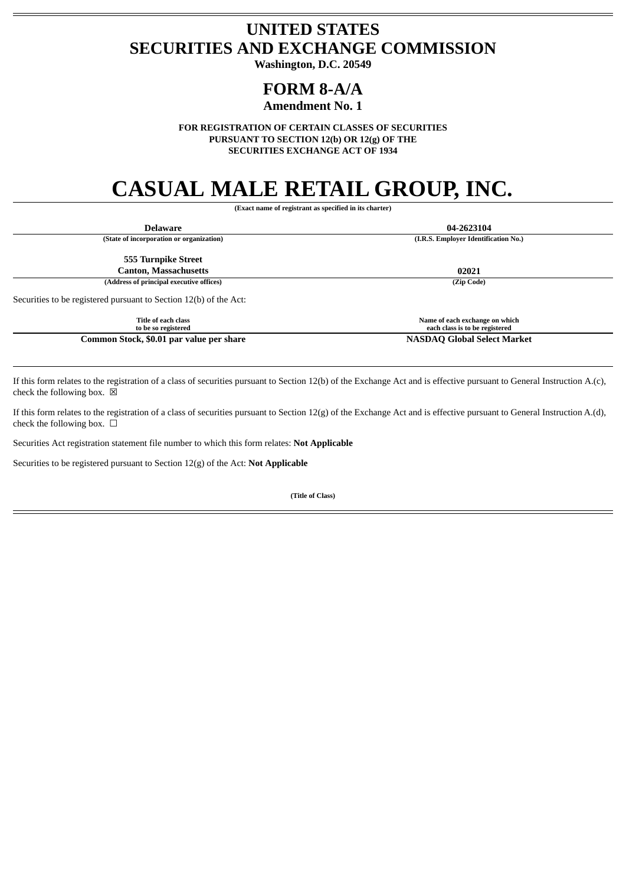# UNITED STATES
# SECURITIES AND EXCHANGE COMMISSION

**Washington, D.C. 20549**

# FORM 8-A/A

**Amendment No. 1**

**FOR REGISTRATION OF CERTAIN CLASSES OF SECURITIES PURSUANT TO SECTION 12(b) OR 12(g) OF THE SECURITIES EXCHANGE ACT OF 1934**

# CASUAL MALE RETAIL GROUP, INC.

**(Exact name of registrant as specified in its charter)**

| **Delaware** | **04-2623104** |
|---|---|
| **(State of incorporation or organization)** | **(I.R.S. Employer Identification No.)** |
| **555 Turnpike Street<br>Canton, Massachusetts** | **02021** |
| **(Address of principal executive offices)** | **(Zip Code)** |

Securities to be registered pursuant to Section 12(b) of the Act:

| Title of each class to be so registered | Name of each exchange on which each class is to be registered |
|---|---|
| **Common Stock, $0.01 par value per share** | **NASDAQ Global Select Market** |

If this form relates to the registration of a class of securities pursuant to Section 12(b) of the Exchange Act and is effective pursuant to General Instruction A.(c), check the following box. ☒

If this form relates to the registration of a class of securities pursuant to Section 12(g) of the Exchange Act and is effective pursuant to General Instruction A.(d), check the following box. ☐

Securities Act registration statement file number to which this form relates: **Not Applicable**

Securities to be registered pursuant to Section 12(g) of the Act: **Not Applicable**

**(Title of Class)**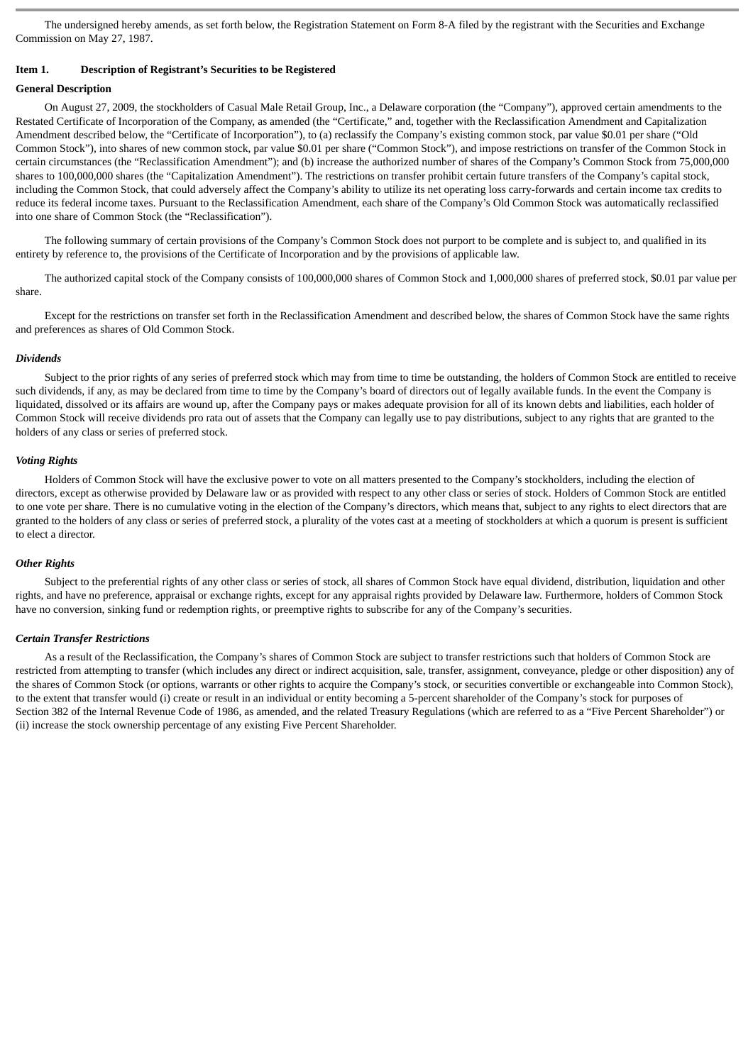The undersigned hereby amends, as set forth below, the Registration Statement on Form 8-A filed by the registrant with the Securities and Exchange Commission on May 27, 1987.

**Item 1. Description of Registrant's Securities to be Registered**

**General Description**

On August 27, 2009, the stockholders of Casual Male Retail Group, Inc., a Delaware corporation (the "Company"), approved certain amendments to the Restated Certificate of Incorporation of the Company, as amended (the "Certificate," and, together with the Reclassification Amendment and Capitalization Amendment described below, the "Certificate of Incorporation"), to (a) reclassify the Company's existing common stock, par value $0.01 per share ("Old Common Stock"), into shares of new common stock, par value $0.01 per share ("Common Stock"), and impose restrictions on transfer of the Common Stock in certain circumstances (the "Reclassification Amendment"); and (b) increase the authorized number of shares of the Company's Common Stock from 75,000,000 shares to 100,000,000 shares (the "Capitalization Amendment"). The restrictions on transfer prohibit certain future transfers of the Company's capital stock, including the Common Stock, that could adversely affect the Company's ability to utilize its net operating loss carry-forwards and certain income tax credits to reduce its federal income taxes. Pursuant to the Reclassification Amendment, each share of the Company's Old Common Stock was automatically reclassified into one share of Common Stock (the "Reclassification").

The following summary of certain provisions of the Company's Common Stock does not purport to be complete and is subject to, and qualified in its entirety by reference to, the provisions of the Certificate of Incorporation and by the provisions of applicable law.

The authorized capital stock of the Company consists of 100,000,000 shares of Common Stock and 1,000,000 shares of preferred stock, $0.01 par value per share.

Except for the restrictions on transfer set forth in the Reclassification Amendment and described below, the shares of Common Stock have the same rights and preferences as shares of Old Common Stock.

***Dividends***

Subject to the prior rights of any series of preferred stock which may from time to time be outstanding, the holders of Common Stock are entitled to receive such dividends, if any, as may be declared from time to time by the Company's board of directors out of legally available funds. In the event the Company is liquidated, dissolved or its affairs are wound up, after the Company pays or makes adequate provision for all of its known debts and liabilities, each holder of Common Stock will receive dividends pro rata out of assets that the Company can legally use to pay distributions, subject to any rights that are granted to the holders of any class or series of preferred stock.

***Voting Rights***

Holders of Common Stock will have the exclusive power to vote on all matters presented to the Company's stockholders, including the election of directors, except as otherwise provided by Delaware law or as provided with respect to any other class or series of stock. Holders of Common Stock are entitled to one vote per share. There is no cumulative voting in the election of the Company's directors, which means that, subject to any rights to elect directors that are granted to the holders of any class or series of preferred stock, a plurality of the votes cast at a meeting of stockholders at which a quorum is present is sufficient to elect a director.

***Other Rights***

Subject to the preferential rights of any other class or series of stock, all shares of Common Stock have equal dividend, distribution, liquidation and other rights, and have no preference, appraisal or exchange rights, except for any appraisal rights provided by Delaware law. Furthermore, holders of Common Stock have no conversion, sinking fund or redemption rights, or preemptive rights to subscribe for any of the Company's securities.

***Certain Transfer Restrictions***

As a result of the Reclassification, the Company's shares of Common Stock are subject to transfer restrictions such that holders of Common Stock are restricted from attempting to transfer (which includes any direct or indirect acquisition, sale, transfer, assignment, conveyance, pledge or other disposition) any of the shares of Common Stock (or options, warrants or other rights to acquire the Company's stock, or securities convertible or exchangeable into Common Stock), to the extent that transfer would (i) create or result in an individual or entity becoming a 5-percent shareholder of the Company's stock for purposes of Section 382 of the Internal Revenue Code of 1986, as amended, and the related Treasury Regulations (which are referred to as a "Five Percent Shareholder") or (ii) increase the stock ownership percentage of any existing Five Percent Shareholder.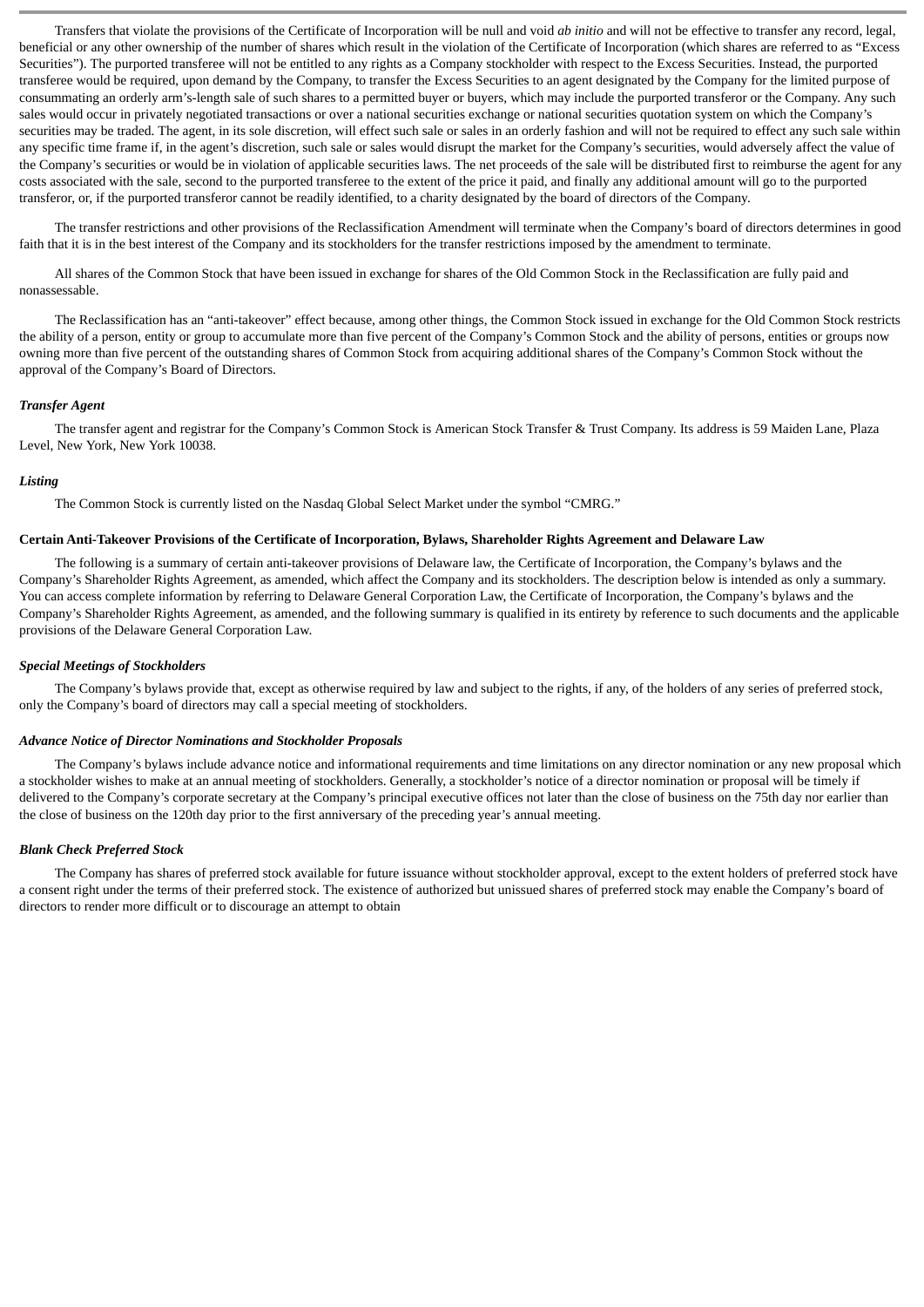Transfers that violate the provisions of the Certificate of Incorporation will be null and void *ab initio* and will not be effective to transfer any record, legal, beneficial or any other ownership of the number of shares which result in the violation of the Certificate of Incorporation (which shares are referred to as "Excess Securities"). The purported transferee will not be entitled to any rights as a Company stockholder with respect to the Excess Securities. Instead, the purported transferee would be required, upon demand by the Company, to transfer the Excess Securities to an agent designated by the Company for the limited purpose of consummating an orderly arm's-length sale of such shares to a permitted buyer or buyers, which may include the purported transferor or the Company. Any such sales would occur in privately negotiated transactions or over a national securities exchange or national securities quotation system on which the Company's securities may be traded. The agent, in its sole discretion, will effect such sale or sales in an orderly fashion and will not be required to effect any such sale within any specific time frame if, in the agent's discretion, such sale or sales would disrupt the market for the Company's securities, would adversely affect the value of the Company's securities or would be in violation of applicable securities laws. The net proceeds of the sale will be distributed first to reimburse the agent for any costs associated with the sale, second to the purported transferee to the extent of the price it paid, and finally any additional amount will go to the purported transferor, or, if the purported transferor cannot be readily identified, to a charity designated by the board of directors of the Company.

The transfer restrictions and other provisions of the Reclassification Amendment will terminate when the Company's board of directors determines in good faith that it is in the best interest of the Company and its stockholders for the transfer restrictions imposed by the amendment to terminate.

All shares of the Common Stock that have been issued in exchange for shares of the Old Common Stock in the Reclassification are fully paid and nonassessable.

The Reclassification has an "anti-takeover" effect because, among other things, the Common Stock issued in exchange for the Old Common Stock restricts the ability of a person, entity or group to accumulate more than five percent of the Company's Common Stock and the ability of persons, entities or groups now owning more than five percent of the outstanding shares of Common Stock from acquiring additional shares of the Company's Common Stock without the approval of the Company's Board of Directors.

### *Transfer Agent*

The transfer agent and registrar for the Company's Common Stock is American Stock Transfer & Trust Company. Its address is 59 Maiden Lane, Plaza Level, New York, New York 10038.

### *Listing*

The Common Stock is currently listed on the Nasdaq Global Select Market under the symbol "CMRG."

## Certain Anti-Takeover Provisions of the Certificate of Incorporation, Bylaws, Shareholder Rights Agreement and Delaware Law

The following is a summary of certain anti-takeover provisions of Delaware law, the Certificate of Incorporation, the Company's bylaws and the Company's Shareholder Rights Agreement, as amended, which affect the Company and its stockholders. The description below is intended as only a summary. You can access complete information by referring to Delaware General Corporation Law, the Certificate of Incorporation, the Company's bylaws and the Company's Shareholder Rights Agreement, as amended, and the following summary is qualified in its entirety by reference to such documents and the applicable provisions of the Delaware General Corporation Law.

### *Special Meetings of Stockholders*

The Company's bylaws provide that, except as otherwise required by law and subject to the rights, if any, of the holders of any series of preferred stock, only the Company's board of directors may call a special meeting of stockholders.

### *Advance Notice of Director Nominations and Stockholder Proposals*

The Company's bylaws include advance notice and informational requirements and time limitations on any director nomination or any new proposal which a stockholder wishes to make at an annual meeting of stockholders. Generally, a stockholder's notice of a director nomination or proposal will be timely if delivered to the Company's corporate secretary at the Company's principal executive offices not later than the close of business on the 75th day nor earlier than the close of business on the 120th day prior to the first anniversary of the preceding year's annual meeting.

### *Blank Check Preferred Stock*

The Company has shares of preferred stock available for future issuance without stockholder approval, except to the extent holders of preferred stock have a consent right under the terms of their preferred stock. The existence of authorized but unissued shares of preferred stock may enable the Company's board of directors to render more difficult or to discourage an attempt to obtain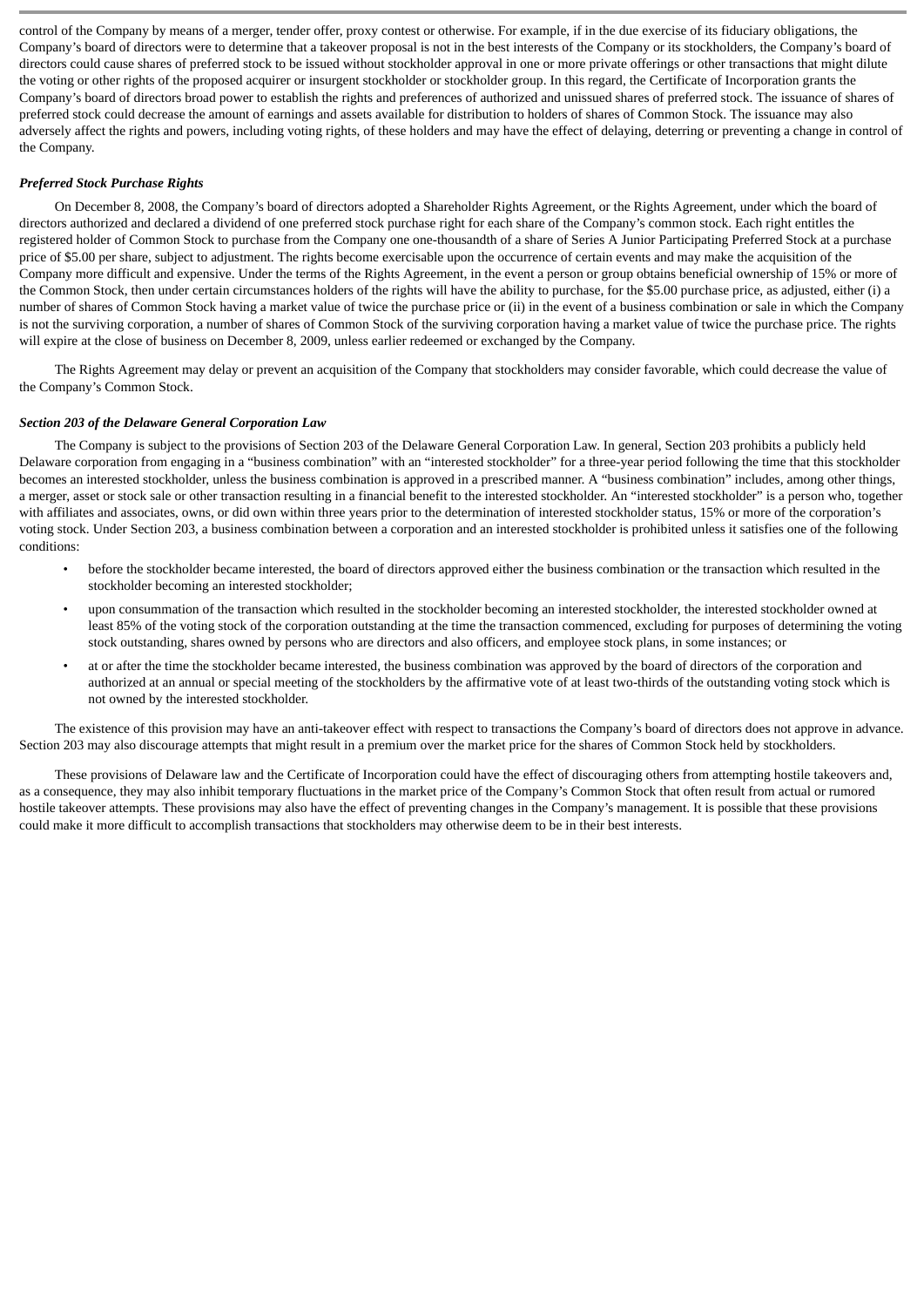control of the Company by means of a merger, tender offer, proxy contest or otherwise. For example, if in the due exercise of its fiduciary obligations, the Company's board of directors were to determine that a takeover proposal is not in the best interests of the Company or its stockholders, the Company's board of directors could cause shares of preferred stock to be issued without stockholder approval in one or more private offerings or other transactions that might dilute the voting or other rights of the proposed acquirer or insurgent stockholder or stockholder group. In this regard, the Certificate of Incorporation grants the Company's board of directors broad power to establish the rights and preferences of authorized and unissued shares of preferred stock. The issuance of shares of preferred stock could decrease the amount of earnings and assets available for distribution to holders of shares of Common Stock. The issuance may also adversely affect the rights and powers, including voting rights, of these holders and may have the effect of delaying, deterring or preventing a change in control of the Company.

***Preferred Stock Purchase Rights***

On December 8, 2008, the Company's board of directors adopted a Shareholder Rights Agreement, or the Rights Agreement, under which the board of directors authorized and declared a dividend of one preferred stock purchase right for each share of the Company's common stock. Each right entitles the registered holder of Common Stock to purchase from the Company one one-thousandth of a share of Series A Junior Participating Preferred Stock at a purchase price of $5.00 per share, subject to adjustment. The rights become exercisable upon the occurrence of certain events and may make the acquisition of the Company more difficult and expensive. Under the terms of the Rights Agreement, in the event a person or group obtains beneficial ownership of 15% or more of the Common Stock, then under certain circumstances holders of the rights will have the ability to purchase, for the $5.00 purchase price, as adjusted, either (i) a number of shares of Common Stock having a market value of twice the purchase price or (ii) in the event of a business combination or sale in which the Company is not the surviving corporation, a number of shares of Common Stock of the surviving corporation having a market value of twice the purchase price. The rights will expire at the close of business on December 8, 2009, unless earlier redeemed or exchanged by the Company.

The Rights Agreement may delay or prevent an acquisition of the Company that stockholders may consider favorable, which could decrease the value of the Company's Common Stock.

***Section 203 of the Delaware General Corporation Law***

The Company is subject to the provisions of Section 203 of the Delaware General Corporation Law. In general, Section 203 prohibits a publicly held Delaware corporation from engaging in a "business combination" with an "interested stockholder" for a three-year period following the time that this stockholder becomes an interested stockholder, unless the business combination is approved in a prescribed manner. A "business combination" includes, among other things, a merger, asset or stock sale or other transaction resulting in a financial benefit to the interested stockholder. An "interested stockholder" is a person who, together with affiliates and associates, owns, or did own within three years prior to the determination of interested stockholder status, 15% or more of the corporation's voting stock. Under Section 203, a business combination between a corporation and an interested stockholder is prohibited unless it satisfies one of the following conditions:

- before the stockholder became interested, the board of directors approved either the business combination or the transaction which resulted in the stockholder becoming an interested stockholder;
- upon consummation of the transaction which resulted in the stockholder becoming an interested stockholder, the interested stockholder owned at least 85% of the voting stock of the corporation outstanding at the time the transaction commenced, excluding for purposes of determining the voting stock outstanding, shares owned by persons who are directors and also officers, and employee stock plans, in some instances; or
- at or after the time the stockholder became interested, the business combination was approved by the board of directors of the corporation and authorized at an annual or special meeting of the stockholders by the affirmative vote of at least two-thirds of the outstanding voting stock which is not owned by the interested stockholder.

The existence of this provision may have an anti-takeover effect with respect to transactions the Company's board of directors does not approve in advance. Section 203 may also discourage attempts that might result in a premium over the market price for the shares of Common Stock held by stockholders.

These provisions of Delaware law and the Certificate of Incorporation could have the effect of discouraging others from attempting hostile takeovers and, as a consequence, they may also inhibit temporary fluctuations in the market price of the Company's Common Stock that often result from actual or rumored hostile takeover attempts. These provisions may also have the effect of preventing changes in the Company's management. It is possible that these provisions could make it more difficult to accomplish transactions that stockholders may otherwise deem to be in their best interests.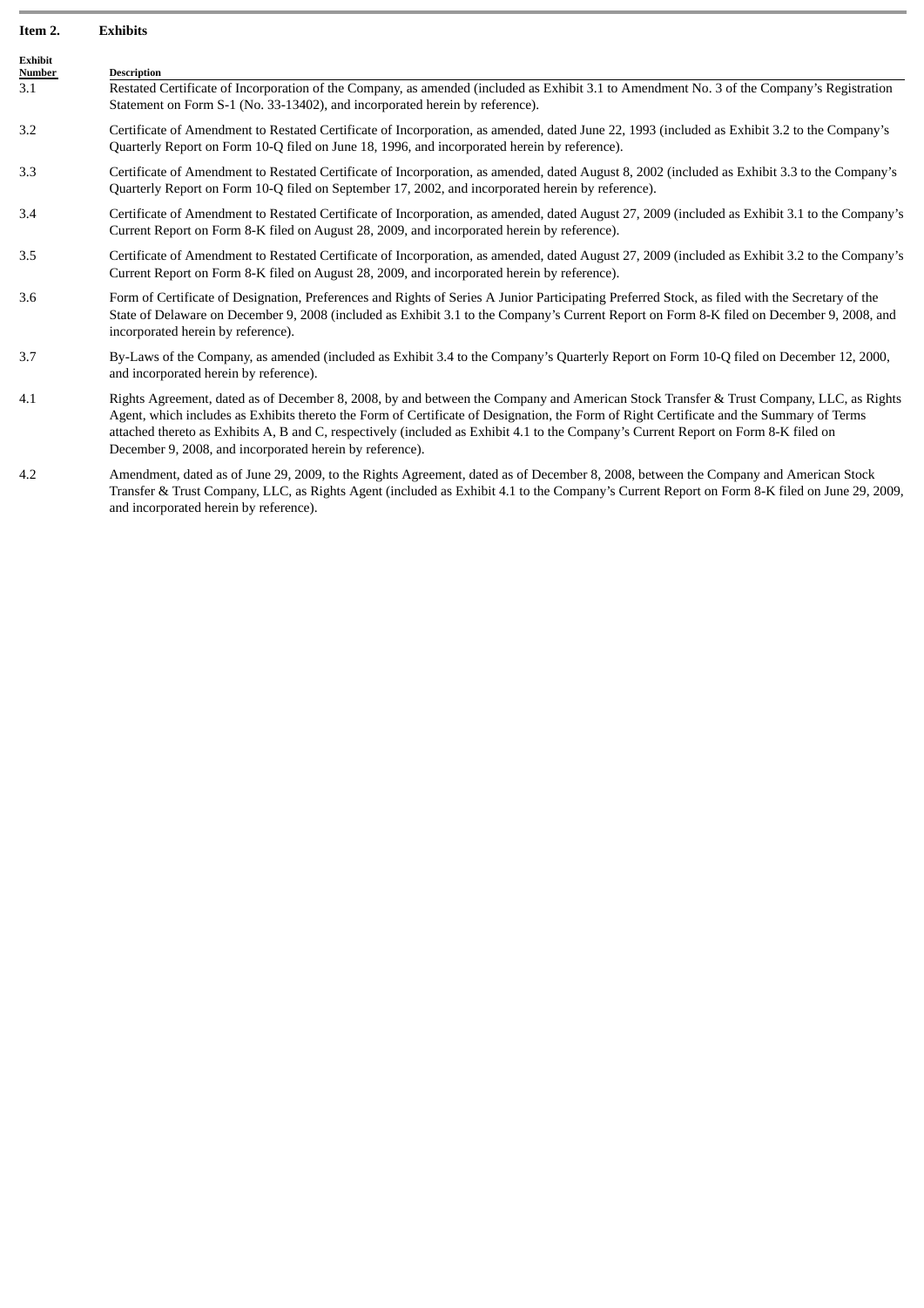**Item 2. Exhibits**

| Exhibit Number | Description |
|---|---|
| 3.1 | Restated Certificate of Incorporation of the Company, as amended (included as Exhibit 3.1 to Amendment No. 3 of the Company's Registration Statement on Form S-1 (No. 33-13402), and incorporated herein by reference). |
| 3.2 | Certificate of Amendment to Restated Certificate of Incorporation, as amended, dated June 22, 1993 (included as Exhibit 3.2 to the Company's Quarterly Report on Form 10-Q filed on June 18, 1996, and incorporated herein by reference). |
| 3.3 | Certificate of Amendment to Restated Certificate of Incorporation, as amended, dated August 8, 2002 (included as Exhibit 3.3 to the Company's Quarterly Report on Form 10-Q filed on September 17, 2002, and incorporated herein by reference). |
| 3.4 | Certificate of Amendment to Restated Certificate of Incorporation, as amended, dated August 27, 2009 (included as Exhibit 3.1 to the Company's Current Report on Form 8-K filed on August 28, 2009, and incorporated herein by reference). |
| 3.5 | Certificate of Amendment to Restated Certificate of Incorporation, as amended, dated August 27, 2009 (included as Exhibit 3.2 to the Company's Current Report on Form 8-K filed on August 28, 2009, and incorporated herein by reference). |
| 3.6 | Form of Certificate of Designation, Preferences and Rights of Series A Junior Participating Preferred Stock, as filed with the Secretary of the State of Delaware on December 9, 2008 (included as Exhibit 3.1 to the Company's Current Report on Form 8-K filed on December 9, 2008, and incorporated herein by reference). |
| 3.7 | By-Laws of the Company, as amended (included as Exhibit 3.4 to the Company's Quarterly Report on Form 10-Q filed on December 12, 2000, and incorporated herein by reference). |
| 4.1 | Rights Agreement, dated as of December 8, 2008, by and between the Company and American Stock Transfer & Trust Company, LLC, as Rights Agent, which includes as Exhibits thereto the Form of Certificate of Designation, the Form of Right Certificate and the Summary of Terms attached thereto as Exhibits A, B and C, respectively (included as Exhibit 4.1 to the Company's Current Report on Form 8-K filed on December 9, 2008, and incorporated herein by reference). |
| 4.2 | Amendment, dated as of June 29, 2009, to the Rights Agreement, dated as of December 8, 2008, between the Company and American Stock Transfer & Trust Company, LLC, as Rights Agent (included as Exhibit 4.1 to the Company's Current Report on Form 8-K filed on June 29, 2009, and incorporated herein by reference). |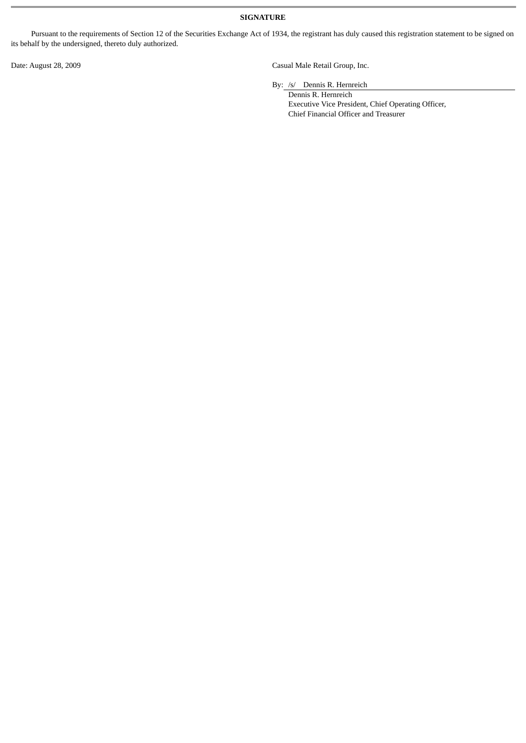**SIGNATURE**

Pursuant to the requirements of Section 12 of the Securities Exchange Act of 1934, the registrant has duly caused this registration statement to be signed on its behalf by the undersigned, thereto duly authorized.

Date: August 28, 2009

Casual Male Retail Group, Inc.

By: /s/ Dennis R. Hernreich

Dennis R. Hernreich
Executive Vice President, Chief Operating Officer,
Chief Financial Officer and Treasurer